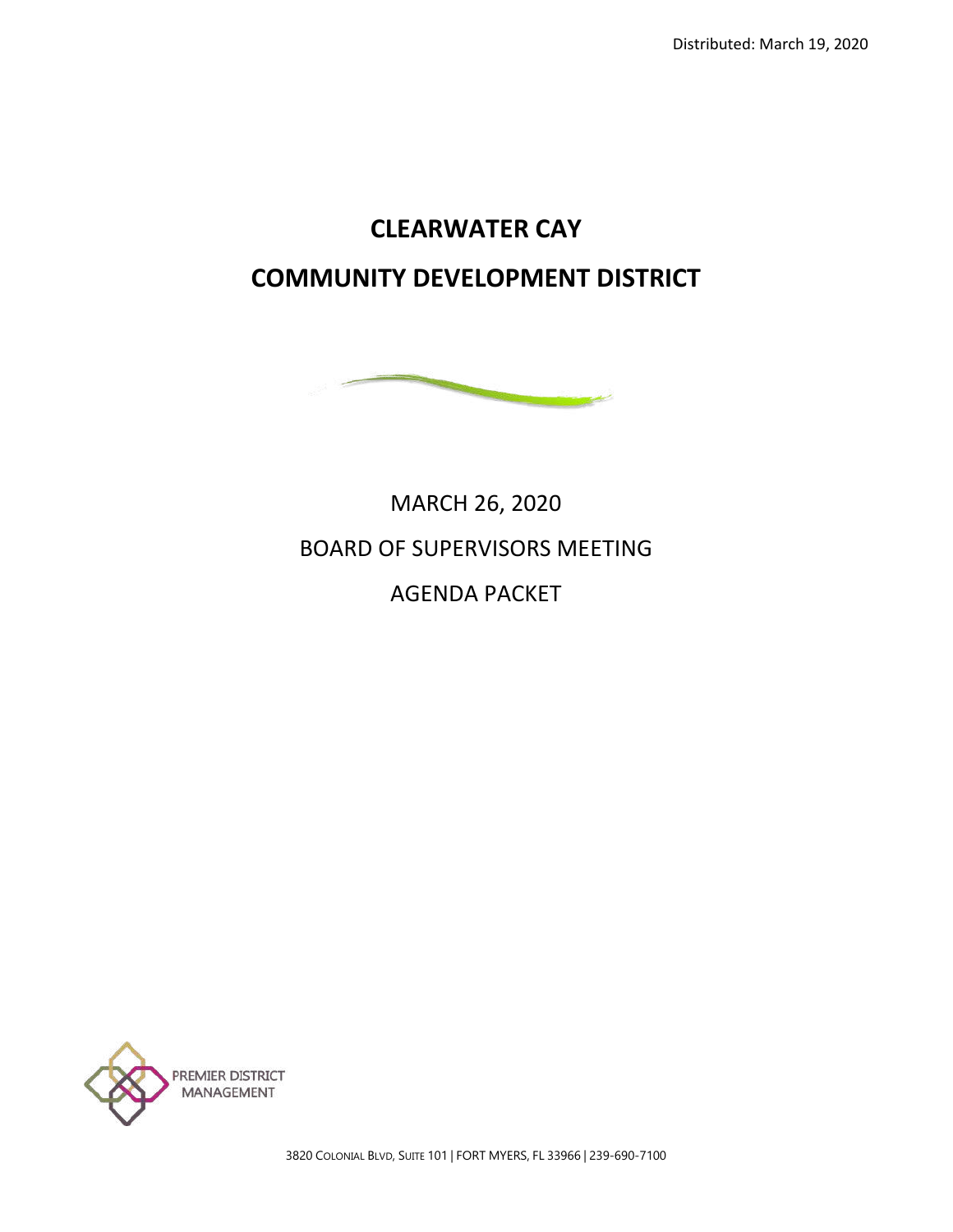Distributed: March 19, 2020

# CLEARWATER CAY

# COMMUNITY DEVELOPMENT DISTRICT

MARCH 26, 2020

BOARD OF SUPERVISORS MEETING

AGENDA PACKET

PREMIER DISTRICT MANAGEMENT

3820 COLONIAL BLVD, SUITE 101 | FORT MYERS, FL 33966 | 239-690-7100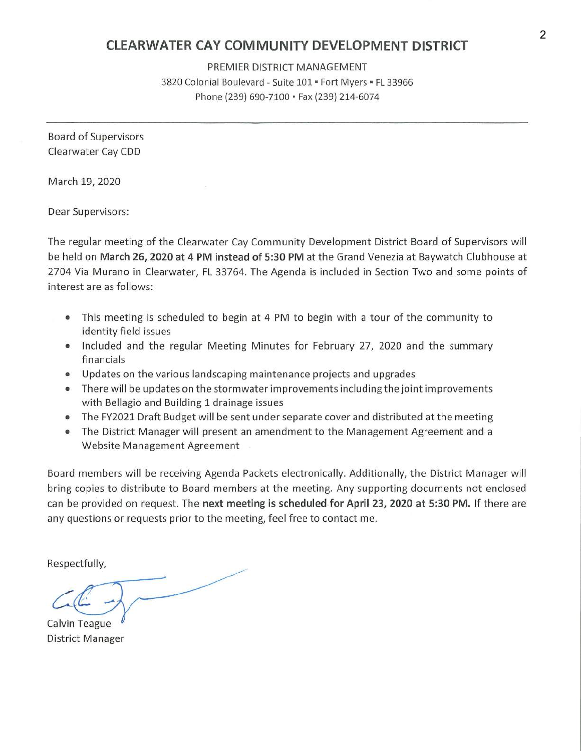# CLEARWATER CAY COMMUNITY DEVELOPMENT DISTRICT

PREMIER DISTRICT MANAGEMENT
3820 Colonial Boulevard - Suite 101 ▪ Fort Myers ▪ FL 33966
Phone (239) 690-7100 ▪ Fax (239) 214-6074

---

Board of Supervisors
Clearwater Cay CDD

March 19, 2020

Dear Supervisors:

The regular meeting of the Clearwater Cay Community Development District Board of Supervisors will be held on **March 26, 2020 at 4 PM instead of 5:30 PM** at the Grand Venezia at Baywatch Clubhouse at 2704 Via Murano in Clearwater, FL 33764. The Agenda is included in Section Two and some points of interest are as follows:

- This meeting is scheduled to begin at 4 PM to begin with a tour of the community to identity field issues
- Included and the regular Meeting Minutes for February 27, 2020 and the summary financials
- Updates on the various landscaping maintenance projects and upgrades
- There will be updates on the stormwater improvements including the joint improvements with Bellagio and Building 1 drainage issues
- The FY2021 Draft Budget will be sent under separate cover and distributed at the meeting
- The District Manager will present an amendment to the Management Agreement and a Website Management Agreement

Board members will be receiving Agenda Packets electronically. Additionally, the District Manager will bring copies to distribute to Board members at the meeting. Any supporting documents not enclosed can be provided on request. The **next meeting is scheduled for April 23, 2020 at 5:30 PM.** If there are any questions or requests prior to the meeting, feel free to contact me.

Respectfully,

Calvin Teague
District Manager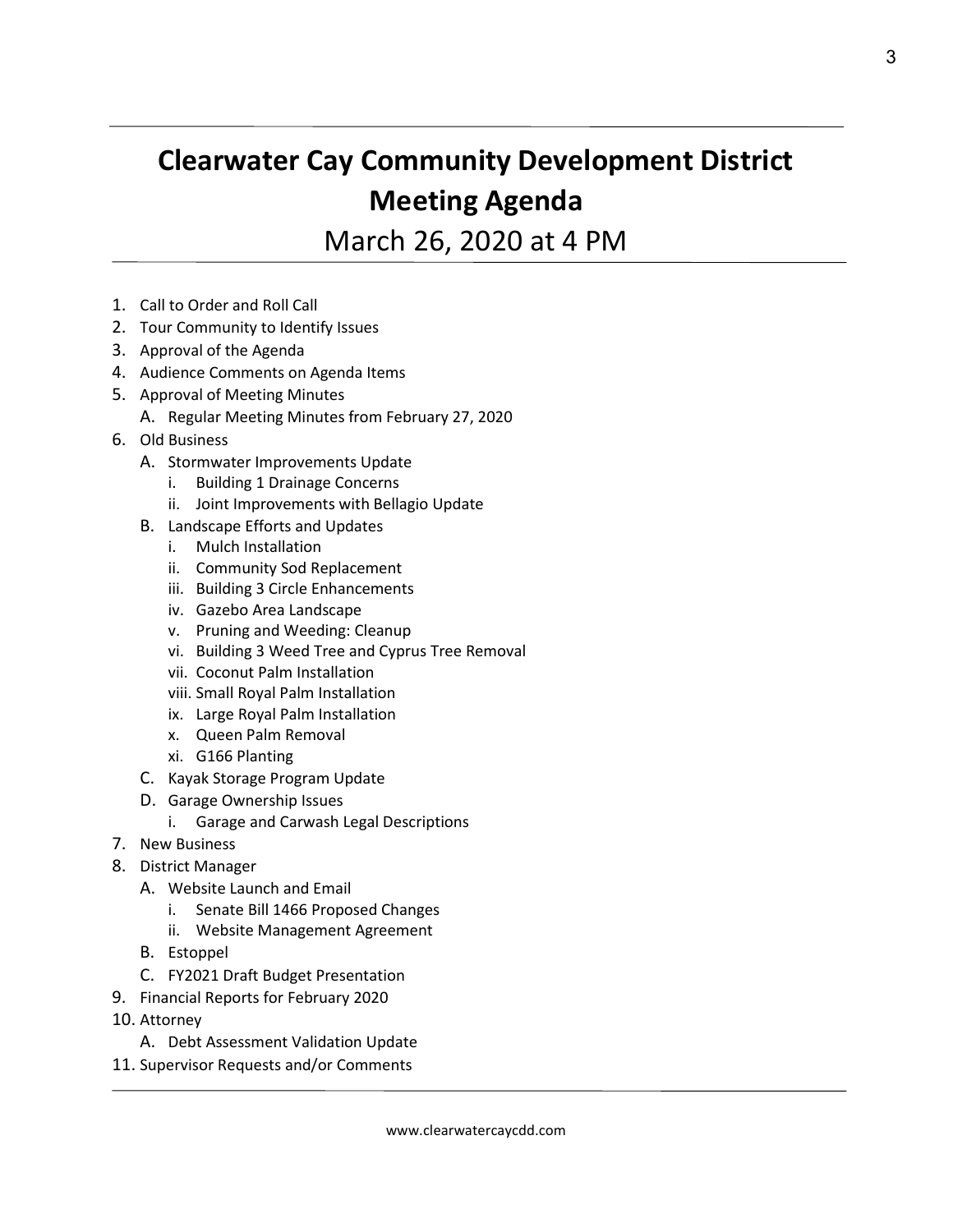# Clearwater Cay Community Development District Meeting Agenda

## March 26, 2020 at 4 PM

1. Call to Order and Roll Call
2. Tour Community to Identify Issues
3. Approval of the Agenda
4. Audience Comments on Agenda Items
5. Approval of Meeting Minutes
   - A. Regular Meeting Minutes from February 27, 2020
6. Old Business
   - A. Stormwater Improvements Update
     - i. Building 1 Drainage Concerns
     - ii. Joint Improvements with Bellagio Update
   - B. Landscape Efforts and Updates
     - i. Mulch Installation
     - ii. Community Sod Replacement
     - iii. Building 3 Circle Enhancements
     - iv. Gazebo Area Landscape
     - v. Pruning and Weeding: Cleanup
     - vi. Building 3 Weed Tree and Cyprus Tree Removal
     - vii. Coconut Palm Installation
     - viii. Small Royal Palm Installation
     - ix. Large Royal Palm Installation
     - x. Queen Palm Removal
     - xi. G166 Planting
   - C. Kayak Storage Program Update
   - D. Garage Ownership Issues
     - i. Garage and Carwash Legal Descriptions
7. New Business
8. District Manager
   - A. Website Launch and Email
     - i. Senate Bill 1466 Proposed Changes
     - ii. Website Management Agreement
   - B. Estoppel
   - C. FY2021 Draft Budget Presentation
9. Financial Reports for February 2020
10. Attorney
    - A. Debt Assessment Validation Update
11. Supervisor Requests and/or Comments

www.clearwatercaycdd.com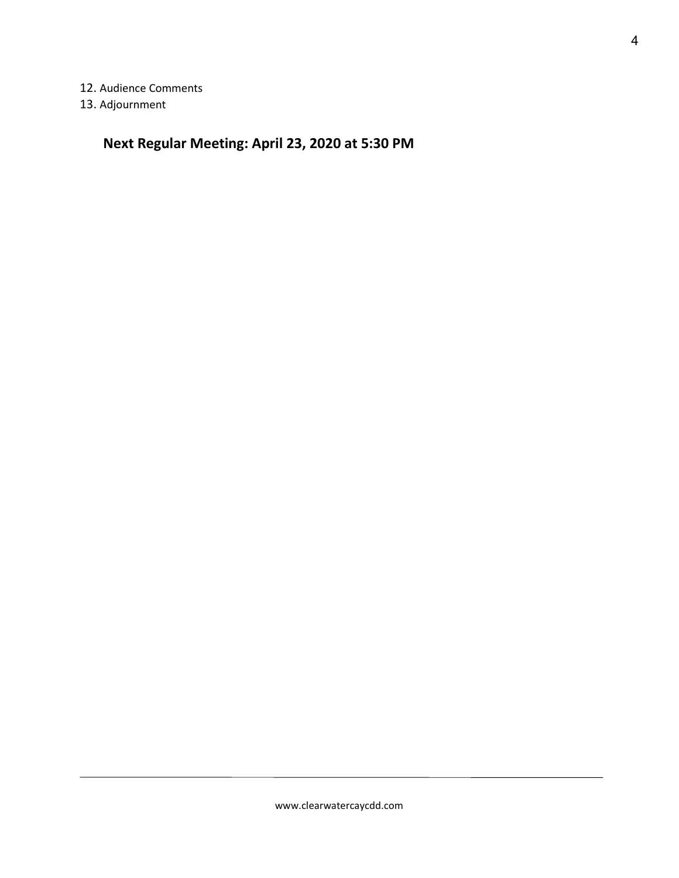12. Audience Comments
13. Adjournment

**Next Regular Meeting: April 23, 2020 at 5:30 PM**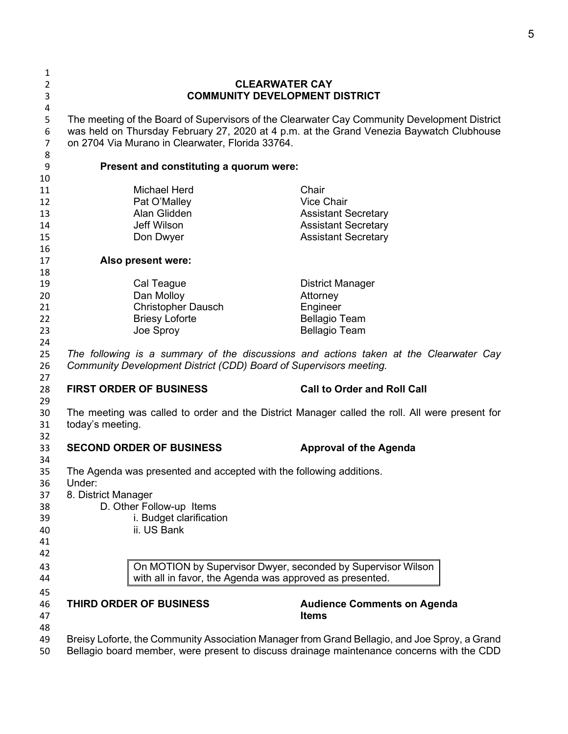**CLEARWATER CAY**
**COMMUNITY DEVELOPMENT DISTRICT**

The meeting of the Board of Supervisors of the Clearwater Cay Community Development District was held on Thursday February 27, 2020 at 4 p.m. at the Grand Venezia Baywatch Clubhouse on 2704 Via Murano in Clearwater, Florida 33764.

**Present and constituting a quorum were:**

| | |
|---|---|
| Michael Herd | Chair |
| Pat O'Malley | Vice Chair |
| Alan Glidden | Assistant Secretary |
| Jeff Wilson | Assistant Secretary |
| Don Dwyer | Assistant Secretary |

**Also present were:**

| | |
|---|---|
| Cal Teague | District Manager |
| Dan Molloy | Attorney |
| Christopher Dausch | Engineer |
| Briesy Loforte | Bellagio Team |
| Joe Sproy | Bellagio Team |

*The following is a summary of the discussions and actions taken at the Clearwater Cay Community Development District (CDD) Board of Supervisors meeting.*

**FIRST ORDER OF BUSINESS** — **Call to Order and Roll Call**

The meeting was called to order and the District Manager called the roll. All were present for today's meeting.

**SECOND ORDER OF BUSINESS** — **Approval of the Agenda**

The Agenda was presented and accepted with the following additions.
Under:
8. District Manager
    D. Other Follow-up Items
        i. Budget clarification
        ii. US Bank

> On MOTION by Supervisor Dwyer, seconded by Supervisor Wilson with all in favor, the Agenda was approved as presented.

**THIRD ORDER OF BUSINESS** — **Audience Comments on Agenda Items**

Breisy Loforte, the Community Association Manager from Grand Bellagio, and Joe Sproy, a Grand Bellagio board member, were present to discuss drainage maintenance concerns with the CDD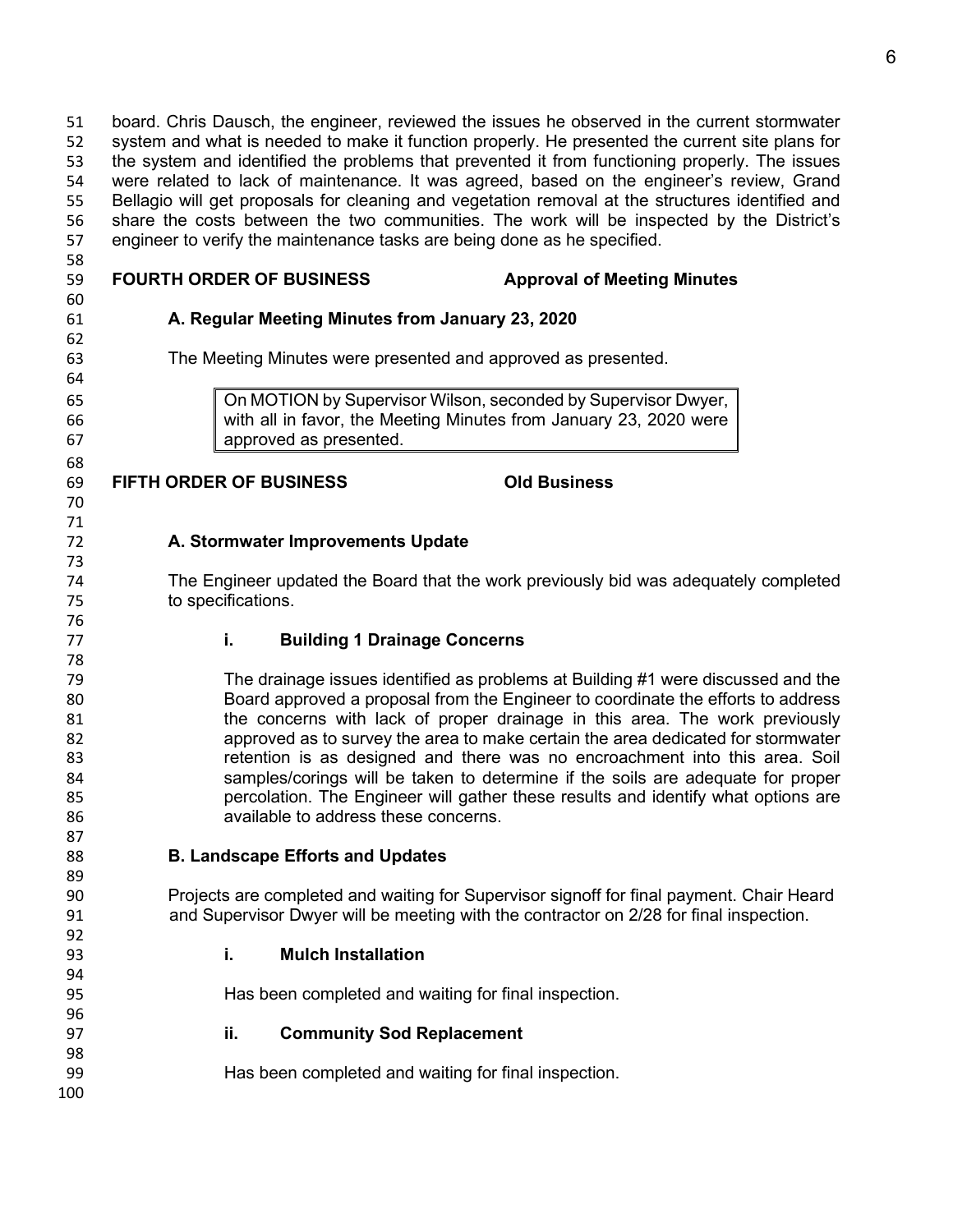board. Chris Dausch, the engineer, reviewed the issues he observed in the current stormwater system and what is needed to make it function properly. He presented the current site plans for the system and identified the problems that prevented it from functioning properly. The issues were related to lack of maintenance. It was agreed, based on the engineer's review, Grand Bellagio will get proposals for cleaning and vegetation removal at the structures identified and share the costs between the two communities. The work will be inspected by the District's engineer to verify the maintenance tasks are being done as he specified.

**FOURTH ORDER OF BUSINESS** **Approval of Meeting Minutes**

**A. Regular Meeting Minutes from January 23, 2020**

The Meeting Minutes were presented and approved as presented.

> On MOTION by Supervisor Wilson, seconded by Supervisor Dwyer, with all in favor, the Meeting Minutes from January 23, 2020 were approved as presented.

**FIFTH ORDER OF BUSINESS** **Old Business**

**A. Stormwater Improvements Update**

The Engineer updated the Board that the work previously bid was adequately completed to specifications.

**i. Building 1 Drainage Concerns**

The drainage issues identified as problems at Building #1 were discussed and the Board approved a proposal from the Engineer to coordinate the efforts to address the concerns with lack of proper drainage in this area. The work previously approved as to survey the area to make certain the area dedicated for stormwater retention is as designed and there was no encroachment into this area. Soil samples/corings will be taken to determine if the soils are adequate for proper percolation. The Engineer will gather these results and identify what options are available to address these concerns.

**B. Landscape Efforts and Updates**

Projects are completed and waiting for Supervisor signoff for final payment. Chair Heard and Supervisor Dwyer will be meeting with the contractor on 2/28 for final inspection.

**i. Mulch Installation**

Has been completed and waiting for final inspection.

**ii. Community Sod Replacement**

Has been completed and waiting for final inspection.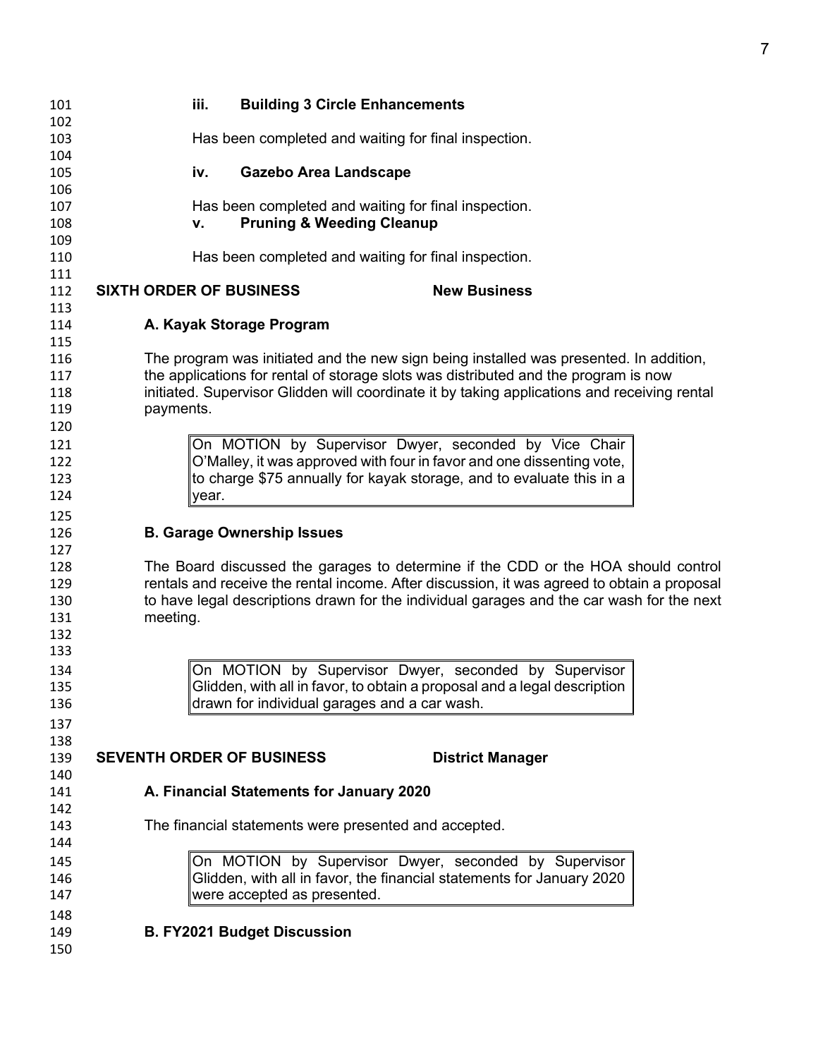**iii. Building 3 Circle Enhancements**

Has been completed and waiting for final inspection.

**iv. Gazebo Area Landscape**

Has been completed and waiting for final inspection.

**v. Pruning & Weeding Cleanup**

Has been completed and waiting for final inspection.

## SIXTH ORDER OF BUSINESS — New Business

### A. Kayak Storage Program

The program was initiated and the new sign being installed was presented. In addition, the applications for rental of storage slots was distributed and the program is now initiated. Supervisor Glidden will coordinate it by taking applications and receiving rental payments.

> On MOTION by Supervisor Dwyer, seconded by Vice Chair O'Malley, it was approved with four in favor and one dissenting vote, to charge $75 annually for kayak storage, and to evaluate this in a year.

### B. Garage Ownership Issues

The Board discussed the garages to determine if the CDD or the HOA should control rentals and receive the rental income. After discussion, it was agreed to obtain a proposal to have legal descriptions drawn for the individual garages and the car wash for the next meeting.

> On MOTION by Supervisor Dwyer, seconded by Supervisor Glidden, with all in favor, to obtain a proposal and a legal description drawn for individual garages and a car wash.

## SEVENTH ORDER OF BUSINESS — District Manager

### A. Financial Statements for January 2020

The financial statements were presented and accepted.

> On MOTION by Supervisor Dwyer, seconded by Supervisor Glidden, with all in favor, the financial statements for January 2020 were accepted as presented.

### B. FY2021 Budget Discussion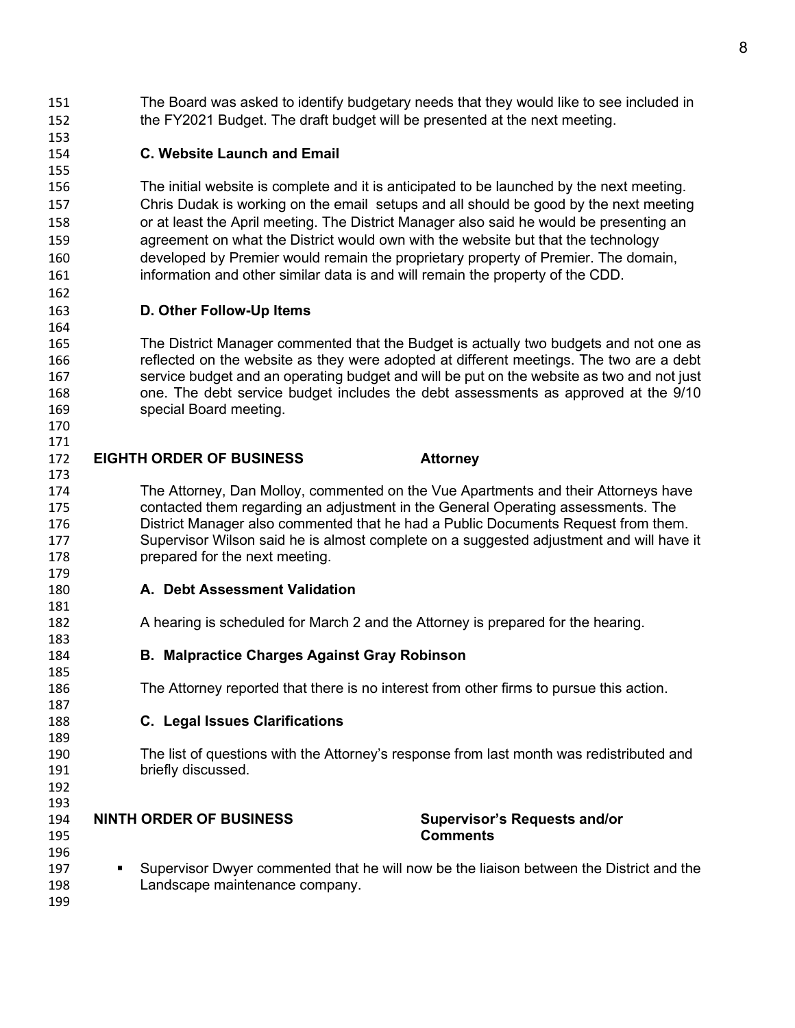The Board was asked to identify budgetary needs that they would like to see included in the FY2021 Budget. The draft budget will be presented at the next meeting.

**C. Website Launch and Email**

The initial website is complete and it is anticipated to be launched by the next meeting. Chris Dudak is working on the email setups and all should be good by the next meeting or at least the April meeting. The District Manager also said he would be presenting an agreement on what the District would own with the website but that the technology developed by Premier would remain the proprietary property of Premier. The domain, information and other similar data is and will remain the property of the CDD.

**D. Other Follow-Up Items**

The District Manager commented that the Budget is actually two budgets and not one as reflected on the website as they were adopted at different meetings. The two are a debt service budget and an operating budget and will be put on the website as two and not just one. The debt service budget includes the debt assessments as approved at the 9/10 special Board meeting.

**EIGHTH ORDER OF BUSINESS** **Attorney**

The Attorney, Dan Molloy, commented on the Vue Apartments and their Attorneys have contacted them regarding an adjustment in the General Operating assessments. The District Manager also commented that he had a Public Documents Request from them. Supervisor Wilson said he is almost complete on a suggested adjustment and will have it prepared for the next meeting.

**A. Debt Assessment Validation**

A hearing is scheduled for March 2 and the Attorney is prepared for the hearing.

**B. Malpractice Charges Against Gray Robinson**

The Attorney reported that there is no interest from other firms to pursue this action.

**C. Legal Issues Clarifications**

The list of questions with the Attorney's response from last month was redistributed and briefly discussed.

**NINTH ORDER OF BUSINESS** **Supervisor's Requests and/or Comments**

- Supervisor Dwyer commented that he will now be the liaison between the District and the Landscape maintenance company.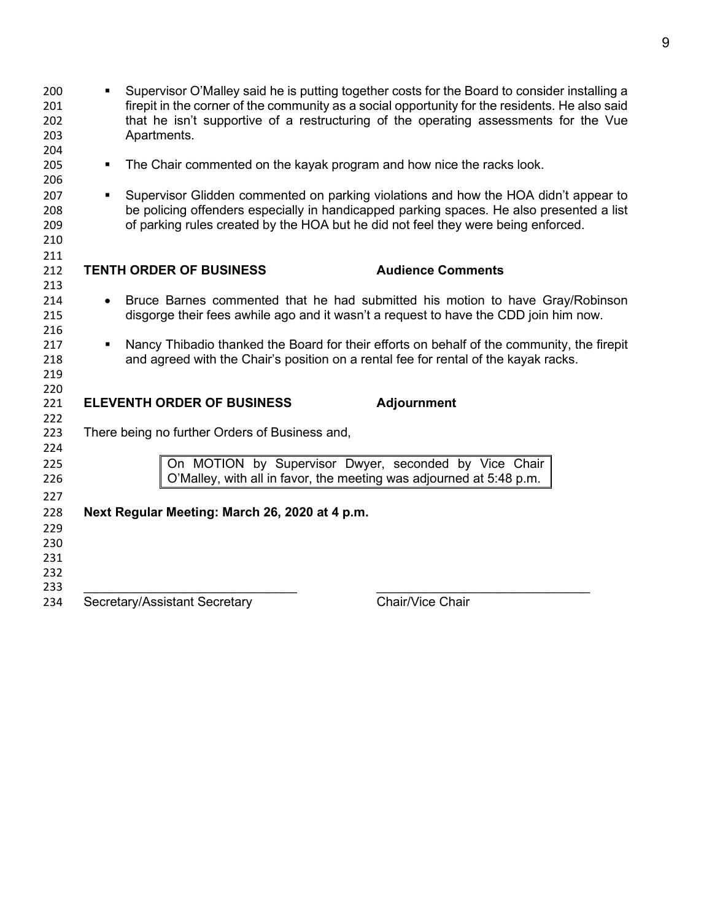- Supervisor O'Malley said he is putting together costs for the Board to consider installing a firepit in the corner of the community as a social opportunity for the residents. He also said that he isn't supportive of a restructuring of the operating assessments for the Vue Apartments.

- The Chair commented on the kayak program and how nice the racks look.

- Supervisor Glidden commented on parking violations and how the HOA didn't appear to be policing offenders especially in handicapped parking spaces. He also presented a list of parking rules created by the HOA but he did not feel they were being enforced.

**TENTH ORDER OF BUSINESS** **Audience Comments**

- Bruce Barnes commented that he had submitted his motion to have Gray/Robinson disgorge their fees awhile ago and it wasn't a request to have the CDD join him now.

- Nancy Thibadio thanked the Board for their efforts on behalf of the community, the firepit and agreed with the Chair's position on a rental fee for rental of the kayak racks.

**ELEVENTH ORDER OF BUSINESS** **Adjournment**

There being no further Orders of Business and,

> On MOTION by Supervisor Dwyer, seconded by Vice Chair O'Malley, with all in favor, the meeting was adjourned at 5:48 p.m.

**Next Regular Meeting: March 26, 2020 at 4 p.m.**

\_\_\_\_\_\_\_\_\_\_\_\_\_\_\_\_\_\_\_\_\_\_\_\_\_\_\_\_\_\_ \_\_\_\_\_\_\_\_\_\_\_\_\_\_\_\_\_\_\_\_\_\_\_\_\_\_\_\_\_\_

Secretary/Assistant Secretary Chair/Vice Chair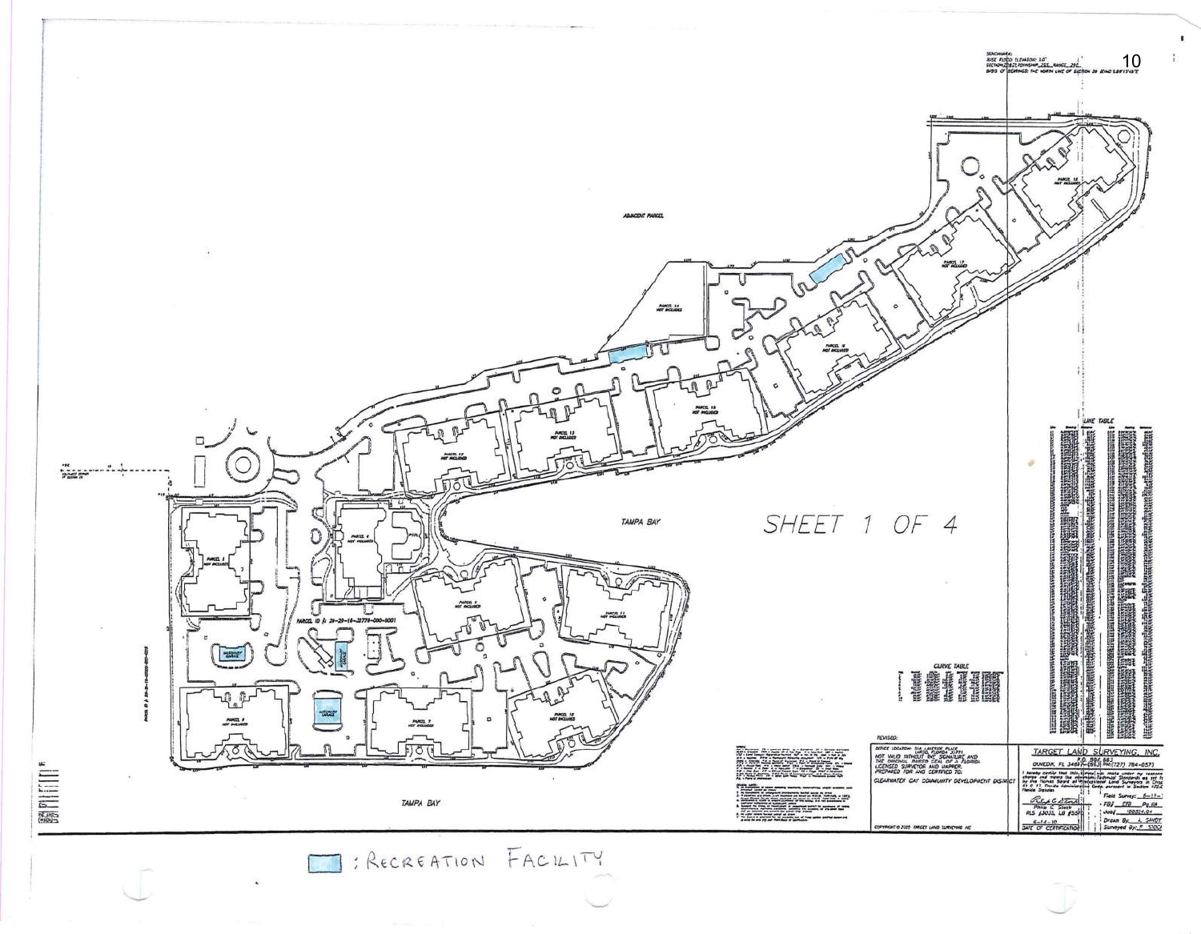BENCHMARK:
BASE FLOOD ELEVATION: 10'
SECTION 21, TOWNSHIP 29S, RANGE 15E
BASIS OF BEARINGS: THE NORTH LINE OF SECTION 20 BEING S89°15'48"E

ADJACENT PARCEL

PARCEL 14 NOT INCLUDED

PARCEL 18 NOT INCLUDED

PARCEL 17 NOT INCLUDED

PARCEL 16 NOT INCLUDED

PARCEL 15 NOT INCLUDED

PARCEL 13 NOT INCLUDED

PARCEL 12 NOT INCLUDED

LINE TABLE

TAMPA BAY

SHEET 1 OF 4

PARCEL 5 NOT INCLUDED

PARCEL 4 NOT INCLUDED

POOL

PARCEL 9 NOT INCLUDED

PARCEL 11 NOT INCLUDED

PARCEL ID #: 21-29-15-12778-000-0001

CURVE TABLE

PARCEL 6 NOT INCLUDED

PARCEL 7 NOT INCLUDED

PARCEL 10 NOT INCLUDED

TAMPA BAY

REVISED:

OFFICE LOCATION: 516 LAKEVIEW PLACE LARGO, FLORIDA 33771
NOT VALID WITHOUT THE SIGNATURE AND THE ORIGINAL RAISED SEAL OF A FLORIDA LICENSED SURVEYOR AND MAPPER.
PREPARED FOR AND CERTIFIED TO:
CLEARWATER BAY COMMUNITY DEVELOPMENT DISTRICT

COPYRIGHT © 2009 TARGET LAND SURVEYING INC

TARGET LAND SURVEYING, INC.
P.O. BOX 663
DUNEDIN, FL 34697 (727) 784-0573

I hereby certify that this survey was made under my responsible charge and meets the Minimum Technical Standards as set forth by the Florida Board of Professional Land Surveyors in Chapter 61G17 Florida Administrative Code, pursuant to Section 472.027, Florida Statutes

Philip C. Steck
RLS #3032, LB #6530
6-14-10
DATE OF CERTIFICATION

Field Survey: 6-11-10
FBK ___ Pg ___
Job# 100524.04
Drawn By: J. SANDY
Surveyed By: K. SNOW

▭ : RECREATION FACILITY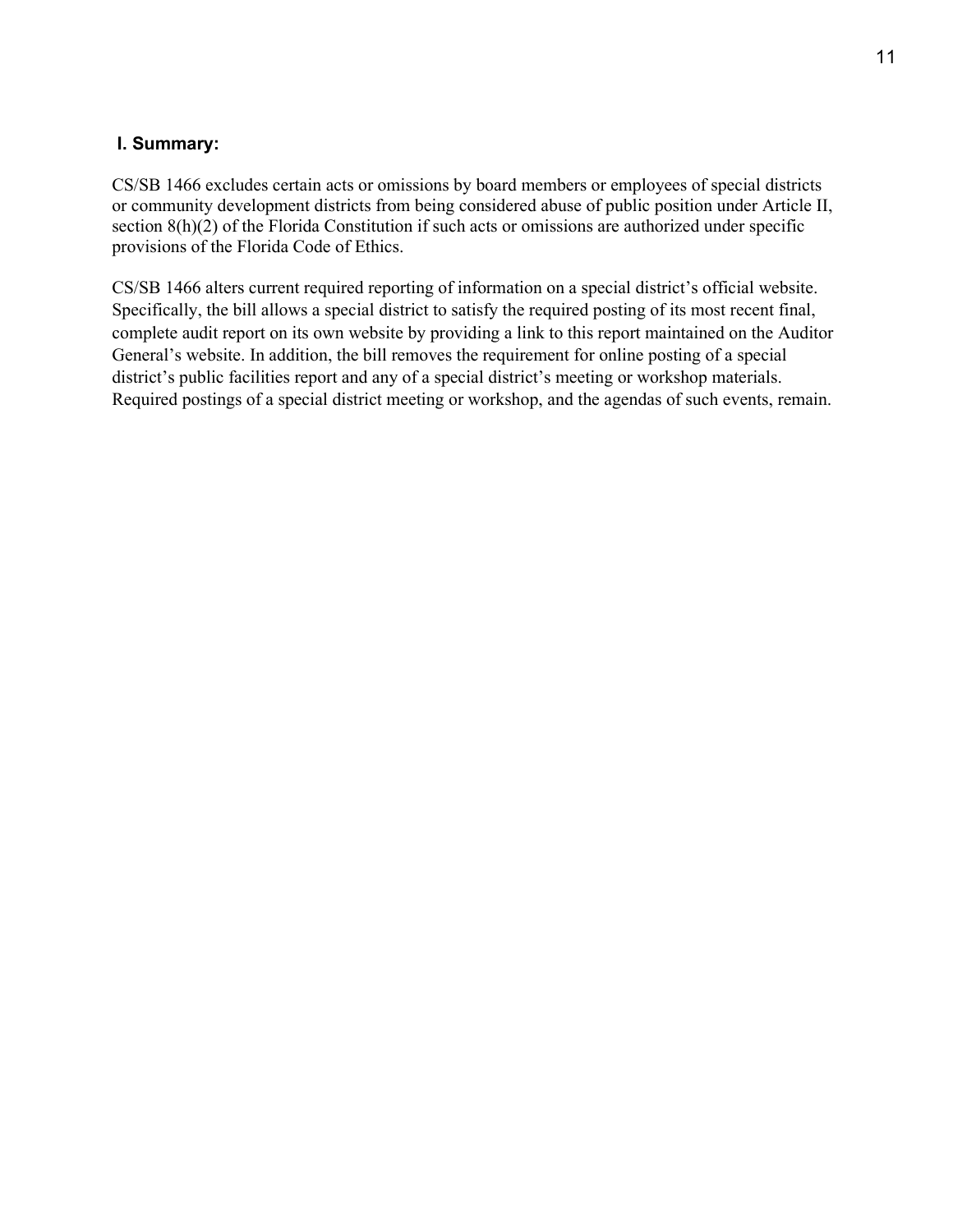## I. Summary:

CS/SB 1466 excludes certain acts or omissions by board members or employees of special districts or community development districts from being considered abuse of public position under Article II, section 8(h)(2) of the Florida Constitution if such acts or omissions are authorized under specific provisions of the Florida Code of Ethics.

CS/SB 1466 alters current required reporting of information on a special district's official website. Specifically, the bill allows a special district to satisfy the required posting of its most recent final, complete audit report on its own website by providing a link to this report maintained on the Auditor General's website. In addition, the bill removes the requirement for online posting of a special district's public facilities report and any of a special district's meeting or workshop materials. Required postings of a special district meeting or workshop, and the agendas of such events, remain.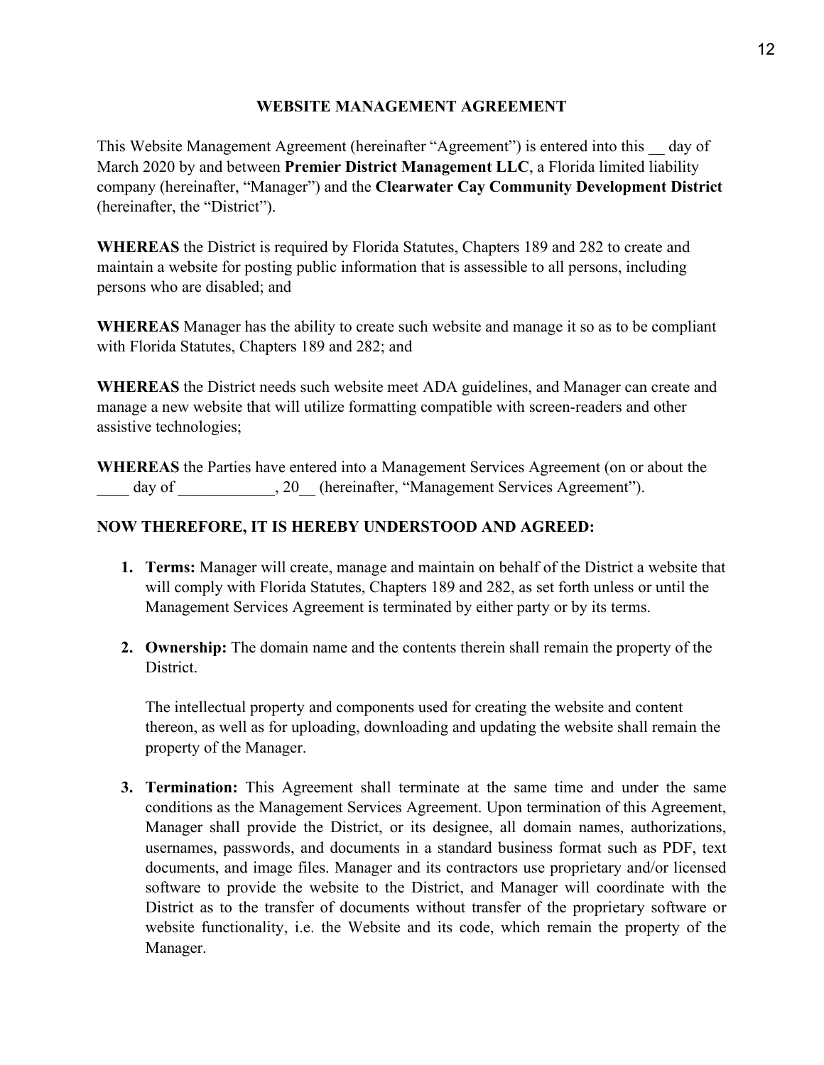**WEBSITE MANAGEMENT AGREEMENT**

This Website Management Agreement (hereinafter "Agreement") is entered into this __ day of March 2020 by and between **Premier District Management LLC**, a Florida limited liability company (hereinafter, "Manager") and the **Clearwater Cay Community Development District** (hereinafter, the "District").

**WHEREAS** the District is required by Florida Statutes, Chapters 189 and 282 to create and maintain a website for posting public information that is assessible to all persons, including persons who are disabled; and

**WHEREAS** Manager has the ability to create such website and manage it so as to be compliant with Florida Statutes, Chapters 189 and 282; and

**WHEREAS** the District needs such website meet ADA guidelines, and Manager can create and manage a new website that will utilize formatting compatible with screen-readers and other assistive technologies;

**WHEREAS** the Parties have entered into a Management Services Agreement (on or about the ____ day of ____________, 20__ (hereinafter, "Management Services Agreement").

**NOW THEREFORE, IT IS HEREBY UNDERSTOOD AND AGREED:**

1. **Terms:** Manager will create, manage and maintain on behalf of the District a website that will comply with Florida Statutes, Chapters 189 and 282, as set forth unless or until the Management Services Agreement is terminated by either party or by its terms.

2. **Ownership:** The domain name and the contents therein shall remain the property of the District.

   The intellectual property and components used for creating the website and content thereon, as well as for uploading, downloading and updating the website shall remain the property of the Manager.

3. **Termination:** This Agreement shall terminate at the same time and under the same conditions as the Management Services Agreement. Upon termination of this Agreement, Manager shall provide the District, or its designee, all domain names, authorizations, usernames, passwords, and documents in a standard business format such as PDF, text documents, and image files. Manager and its contractors use proprietary and/or licensed software to provide the website to the District, and Manager will coordinate with the District as to the transfer of documents without transfer of the proprietary software or website functionality, i.e. the Website and its code, which remain the property of the Manager.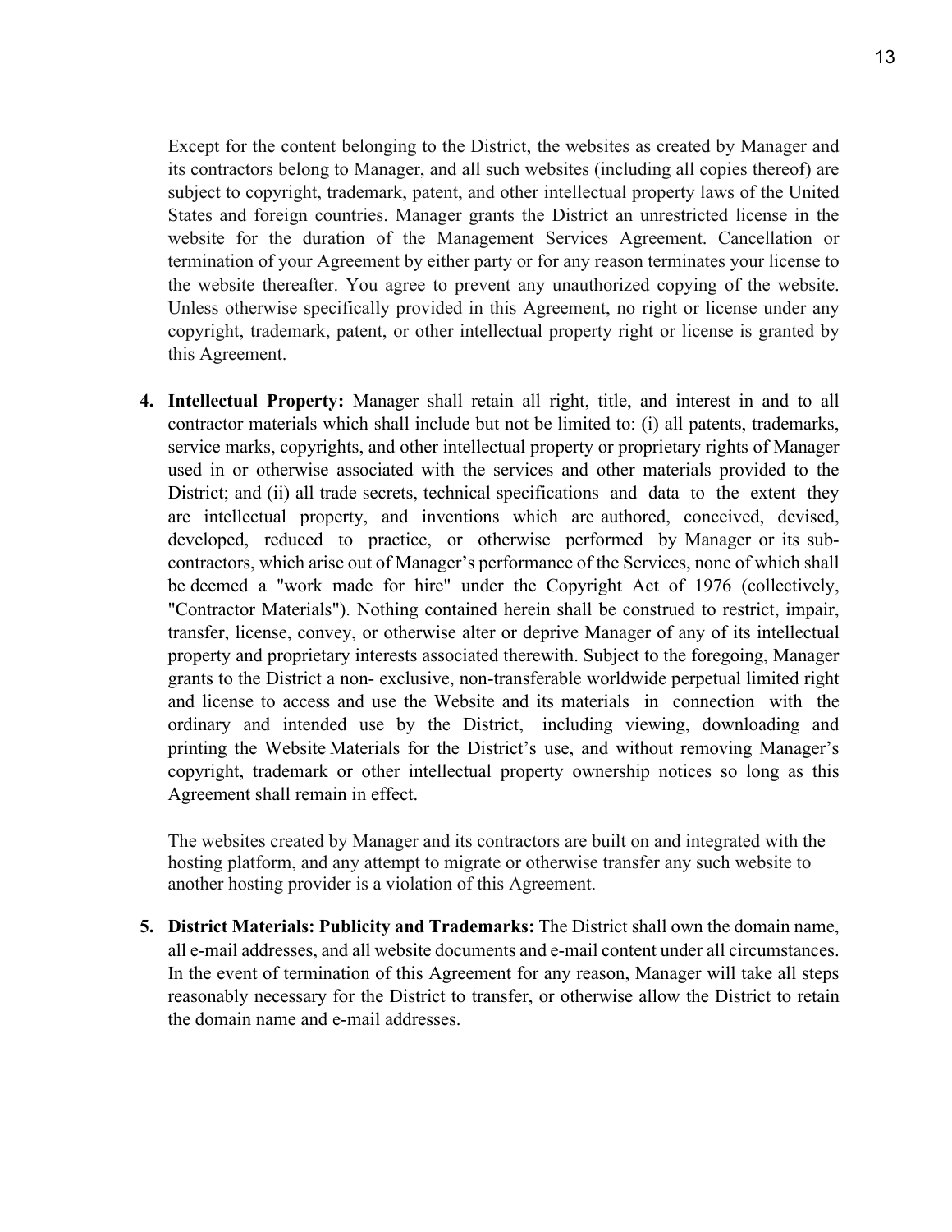Except for the content belonging to the District, the websites as created by Manager and its contractors belong to Manager, and all such websites (including all copies thereof) are subject to copyright, trademark, patent, and other intellectual property laws of the United States and foreign countries. Manager grants the District an unrestricted license in the website for the duration of the Management Services Agreement. Cancellation or termination of your Agreement by either party or for any reason terminates your license to the website thereafter. You agree to prevent any unauthorized copying of the website. Unless otherwise specifically provided in this Agreement, no right or license under any copyright, trademark, patent, or other intellectual property right or license is granted by this Agreement.

4. **Intellectual Property:** Manager shall retain all right, title, and interest in and to all contractor materials which shall include but not be limited to: (i) all patents, trademarks, service marks, copyrights, and other intellectual property or proprietary rights of Manager used in or otherwise associated with the services and other materials provided to the District; and (ii) all trade secrets, technical specifications and data to the extent they are intellectual property, and inventions which are authored, conceived, devised, developed, reduced to practice, or otherwise performed by Manager or its sub-contractors, which arise out of Manager's performance of the Services, none of which shall be deemed a "work made for hire" under the Copyright Act of 1976 (collectively, "Contractor Materials"). Nothing contained herein shall be construed to restrict, impair, transfer, license, convey, or otherwise alter or deprive Manager of any of its intellectual property and proprietary interests associated therewith. Subject to the foregoing, Manager grants to the District a non- exclusive, non-transferable worldwide perpetual limited right and license to access and use the Website and its materials in connection with the ordinary and intended use by the District, including viewing, downloading and printing the Website Materials for the District's use, and without removing Manager's copyright, trademark or other intellectual property ownership notices so long as this Agreement shall remain in effect.

   The websites created by Manager and its contractors are built on and integrated with the hosting platform, and any attempt to migrate or otherwise transfer any such website to another hosting provider is a violation of this Agreement.

5. **District Materials: Publicity and Trademarks:** The District shall own the domain name, all e-mail addresses, and all website documents and e-mail content under all circumstances. In the event of termination of this Agreement for any reason, Manager will take all steps reasonably necessary for the District to transfer, or otherwise allow the District to retain the domain name and e-mail addresses.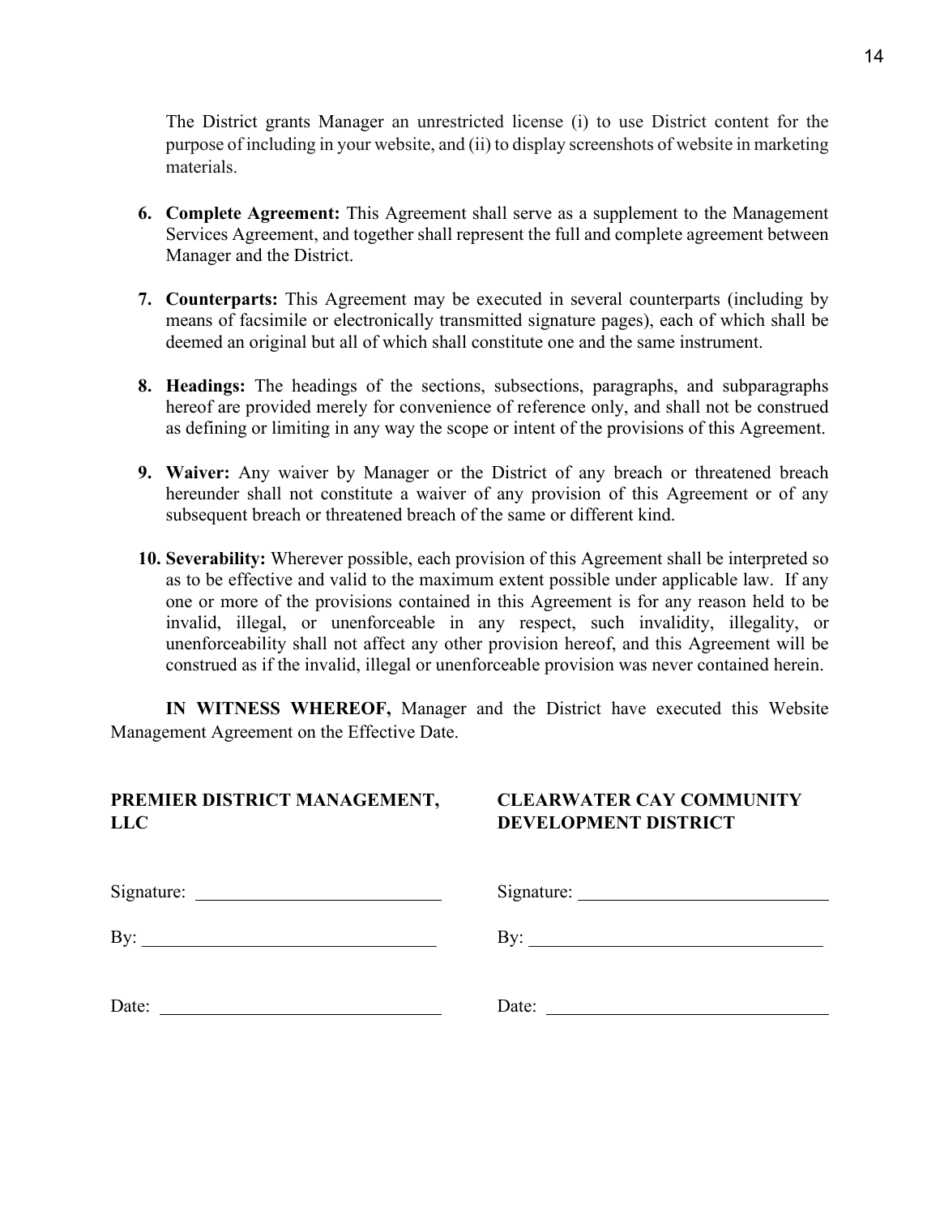The District grants Manager an unrestricted license (i) to use District content for the purpose of including in your website, and (ii) to display screenshots of website in marketing materials.

6. **Complete Agreement:** This Agreement shall serve as a supplement to the Management Services Agreement, and together shall represent the full and complete agreement between Manager and the District.

7. **Counterparts:** This Agreement may be executed in several counterparts (including by means of facsimile or electronically transmitted signature pages), each of which shall be deemed an original but all of which shall constitute one and the same instrument.

8. **Headings:** The headings of the sections, subsections, paragraphs, and subparagraphs hereof are provided merely for convenience of reference only, and shall not be construed as defining or limiting in any way the scope or intent of the provisions of this Agreement.

9. **Waiver:** Any waiver by Manager or the District of any breach or threatened breach hereunder shall not constitute a waiver of any provision of this Agreement or of any subsequent breach or threatened breach of the same or different kind.

10. **Severability:** Wherever possible, each provision of this Agreement shall be interpreted so as to be effective and valid to the maximum extent possible under applicable law. If any one or more of the provisions contained in this Agreement is for any reason held to be invalid, illegal, or unenforceable in any respect, such invalidity, illegality, or unenforceability shall not affect any other provision hereof, and this Agreement will be construed as if the invalid, illegal or unenforceable provision was never contained herein.

**IN WITNESS WHEREOF,** Manager and the District have executed this Website Management Agreement on the Effective Date.

**PREMIER DISTRICT MANAGEMENT, LLC**

Signature: ____________________________

By: ____________________________

Date: ____________________________

**CLEARWATER CAY COMMUNITY DEVELOPMENT DISTRICT**

Signature: ____________________________

By: ____________________________

Date: ____________________________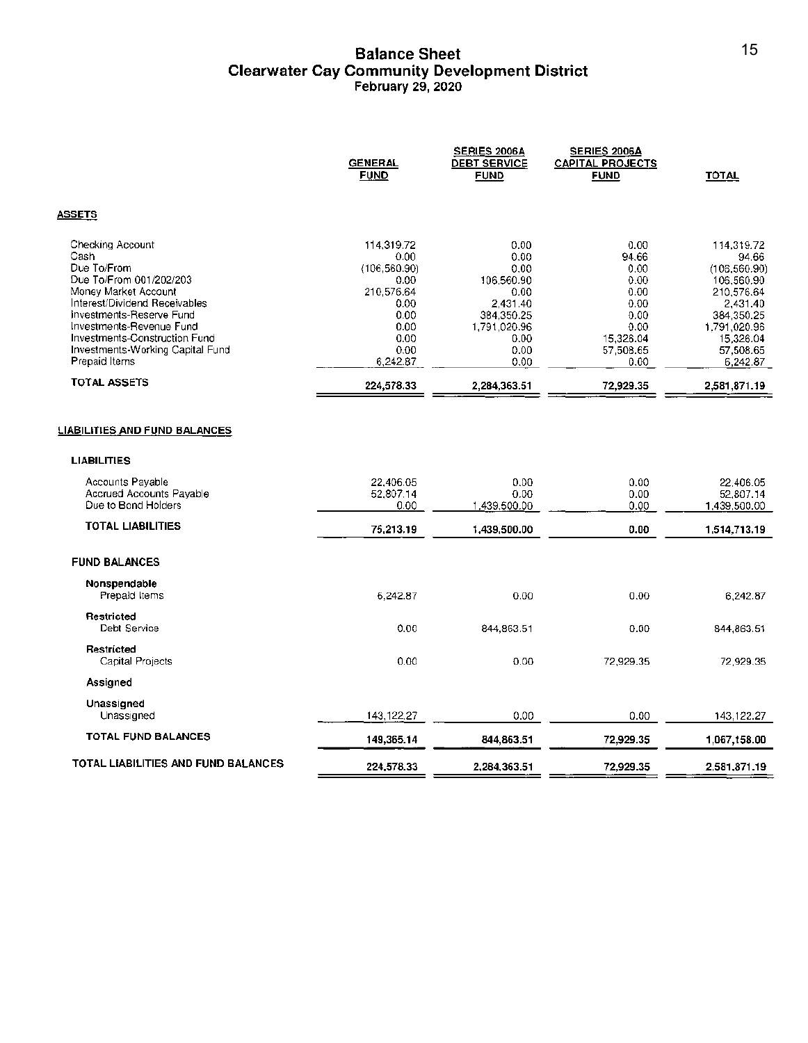# Balance Sheet
## Clearwater Cay Community Development District
### February 29, 2020

| | GENERAL FUND | SERIES 2006A DEBT SERVICE FUND | SERIES 2006A CAPITAL PROJECTS FUND | TOTAL |
|---|---|---|---|---|
| **ASSETS** | | | | |
| Checking Account | 114,319.72 | 0.00 | 0.00 | 114,319.72 |
| Cash | 0.00 | 0.00 | 94.66 | 94.66 |
| Due To/From | (106,560.90) | 0.00 | 0.00 | (106,560.90) |
| Due To/From 001/202/203 | 0.00 | 106,560.90 | 0.00 | 106,560.90 |
| Money Market Account | 210,576.64 | 0.00 | 0.00 | 210,576.64 |
| Interest/Dividend Receivables | 0.00 | 2,431.40 | 0.00 | 2,431.40 |
| Investments-Reserve Fund | 0.00 | 384,350.25 | 0.00 | 384,350.25 |
| Investments-Revenue Fund | 0.00 | 1,791,020.96 | 0.00 | 1,791,020.96 |
| Investments-Construction Fund | 0.00 | 0.00 | 15,326.04 | 15,326.04 |
| Investments-Working Capital Fund | 0.00 | 0.00 | 57,508.65 | 57,508.65 |
| Prepaid Items | 6,242.87 | 0.00 | 0.00 | 6,242.87 |
| **TOTAL ASSETS** | **224,578.33** | **2,284,363.51** | **72,929.35** | **2,581,871.19** |
| **LIABILITIES AND FUND BALANCES** | | | | |
| **LIABILITIES** | | | | |
| Accounts Payable | 22,406.05 | 0.00 | 0.00 | 22,406.05 |
| Accrued Accounts Payable | 52,807.14 | 0.00 | 0.00 | 52,807.14 |
| Due to Bond Holders | 0.00 | 1,439,500.00 | 0.00 | 1,439,500.00 |
| **TOTAL LIABILITIES** | **75,213.19** | **1,439,500.00** | **0.00** | **1,514,713.19** |
| **FUND BALANCES** | | | | |
| **Nonspendable** | | | | |
| Prepaid Items | 6,242.87 | 0.00 | 0.00 | 6,242.87 |
| **Restricted** | | | | |
| Debt Service | 0.00 | 844,863.51 | 0.00 | 844,863.51 |
| **Restricted** | | | | |
| Capital Projects | 0.00 | 0.00 | 72,929.35 | 72,929.35 |
| **Assigned** | | | | |
| **Unassigned** | | | | |
| Unassigned | 143,122.27 | 0.00 | 0.00 | 143,122.27 |
| **TOTAL FUND BALANCES** | **149,365.14** | **844,863.51** | **72,929.35** | **1,067,158.00** |
| **TOTAL LIABILITIES AND FUND BALANCES** | **224,578.33** | **2,284,363.51** | **72,929.35** | **2,581,871.19** |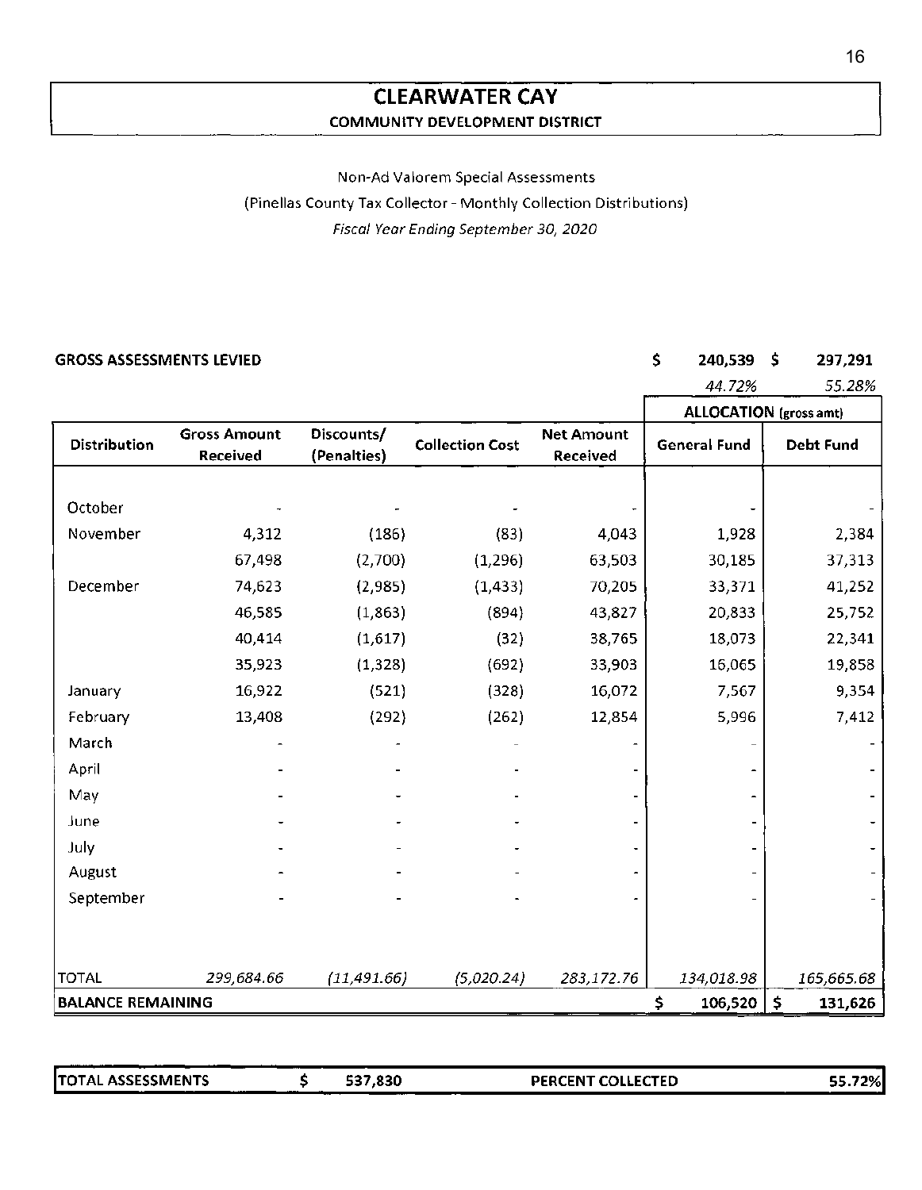# CLEARWATER CAY

**COMMUNITY DEVELOPMENT DISTRICT**

Non-Ad Valorem Special Assessments

(Pinellas County Tax Collector - Monthly Collection Distributions)

*Fiscal Year Ending September 30, 2020*

| **GROSS ASSESSMENTS LEVIED** | | | | | $ 240,539 | $ 297,291 |
|---|---|---|---|---|---|---|
| | | | | | *44.72%* | *55.28%* |
| | | | | | **ALLOCATION** (gross amt) | |
| **Distribution** | **Gross Amount Received** | **Discounts/ (Penalties)** | **Collection Cost** | **Net Amount Received** | **General Fund** | **Debt Fund** |
| October | - | - | - | - | - | - |
| November | 4,312 | (186) | (83) | 4,043 | 1,928 | 2,384 |
| | 67,498 | (2,700) | (1,296) | 63,503 | 30,185 | 37,313 |
| December | 74,623 | (2,985) | (1,433) | 70,205 | 33,371 | 41,252 |
| | 46,585 | (1,863) | (894) | 43,827 | 20,833 | 25,752 |
| | 40,414 | (1,617) | (32) | 38,765 | 18,073 | 22,341 |
| | 35,923 | (1,328) | (692) | 33,903 | 16,065 | 19,858 |
| January | 16,922 | (521) | (328) | 16,072 | 7,567 | 9,354 |
| February | 13,408 | (292) | (262) | 12,854 | 5,996 | 7,412 |
| March | - | - | - | - | - | - |
| April | - | - | - | - | - | - |
| May | - | - | - | - | - | - |
| June | - | - | - | - | - | - |
| July | - | - | - | - | - | - |
| August | - | - | - | - | - | - |
| September | - | - | - | - | - | - |
| TOTAL | *299,684.66* | *(11,491.66)* | *(5,020.24)* | *283,172.76* | *134,018.98* | *165,665.68* |
| **BALANCE REMAINING** | | | | | **$ 106,520** | **$ 131,626** |

| **TOTAL ASSESSMENTS** | **$ 537,830** | **PERCENT COLLECTED** | **55.72%** |
|---|---|---|---|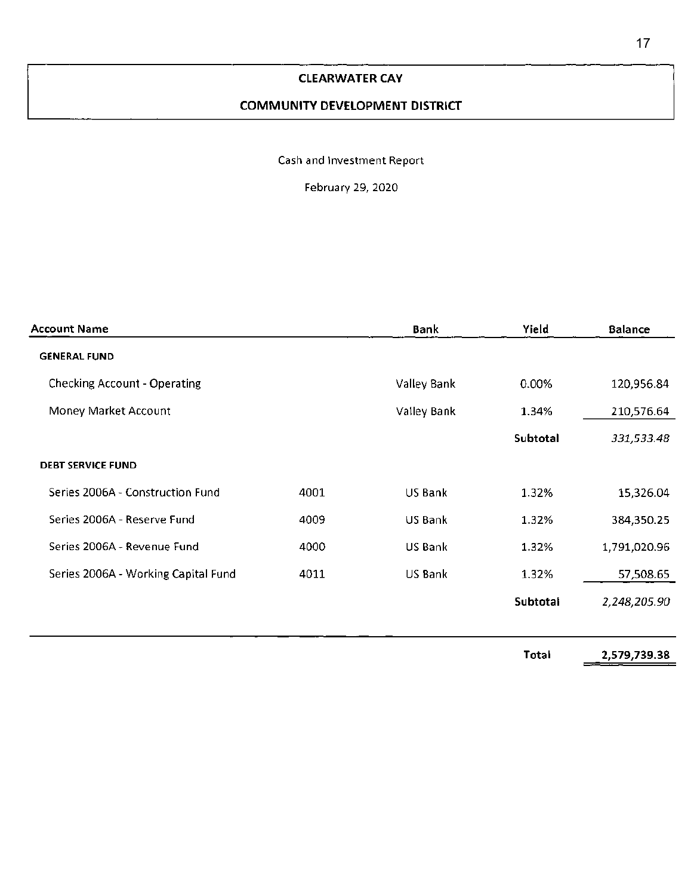# CLEARWATER CAY

# COMMUNITY DEVELOPMENT DISTRICT

Cash and Investment Report

February 29, 2020

| Account Name | | Bank | Yield | Balance |
|---|---|---|---|---|
| **GENERAL FUND** | | | | |
| Checking Account - Operating | | Valley Bank | 0.00% | 120,956.84 |
| Money Market Account | | Valley Bank | 1.34% | 210,576.64 |
| | | | **Subtotal** | *331,533.48* |
| **DEBT SERVICE FUND** | | | | |
| Series 2006A - Construction Fund | 4001 | US Bank | 1.32% | 15,326.04 |
| Series 2006A - Reserve Fund | 4009 | US Bank | 1.32% | 384,350.25 |
| Series 2006A - Revenue Fund | 4000 | US Bank | 1.32% | 1,791,020.96 |
| Series 2006A - Working Capital Fund | 4011 | US Bank | 1.32% | 57,508.65 |
| | | | **Subtotal** | *2,248,205.90* |
| | | | **Total** | **2,579,739.38** |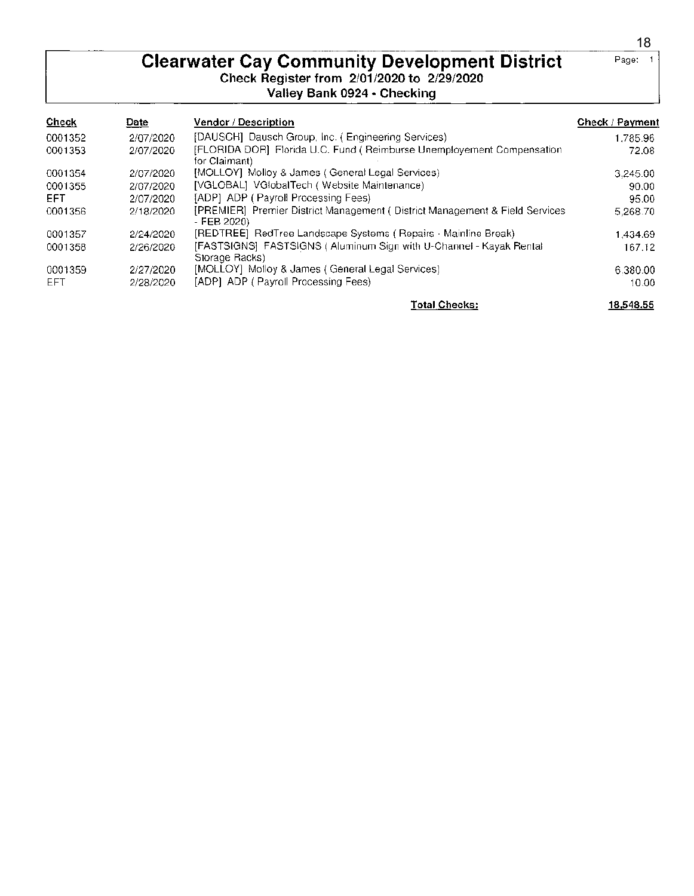# Clearwater Cay Community Development District

**Check Register from 2/01/2020 to 2/29/2020**

**Valley Bank 0924 - Checking**

| Check | Date | Vendor / Description | Check / Payment |
|---|---|---|---|
| 0001352 | 2/07/2020 | [DAUSCH] Dausch Group, Inc. ( Engineering Services) | 1,785.96 |
| 0001353 | 2/07/2020 | [FLORIDA DOR] Florida U.C. Fund ( Reimburse Unemployement Compensation for Claimant) | 72.08 |
| 0001354 | 2/07/2020 | [MOLLOY] Molloy & James ( General Legal Services) | 3,245.00 |
| 0001355 | 2/07/2020 | [VGLOBAL] VGlobalTech ( Website Maintenance) | 90.00 |
| EFT | 2/07/2020 | [ADP] ADP ( Payroll Processing Fees) | 95.00 |
| 0001356 | 2/18/2020 | [PREMIER] Premier District Management ( District Management & Field Services - FEB 2020) | 5,268.70 |
| 0001357 | 2/24/2020 | [REDTREE] RedTree Landscape Systems ( Repairs - Mainline Break) | 1,434.69 |
| 0001358 | 2/26/2020 | [FASTSIGNS] FASTSIGNS ( Aluminum Sign with U-Channel - Kayak Rental Storage Racks) | 167.12 |
| 0001359 | 2/27/2020 | [MOLLOY] Molloy & James ( General Legal Services) | 6,380.00 |
| EFT | 2/28/2020 | [ADP] ADP ( Payroll Processing Fees) | 10.00 |
| | | **Total Checks:** | **18,548.55** |